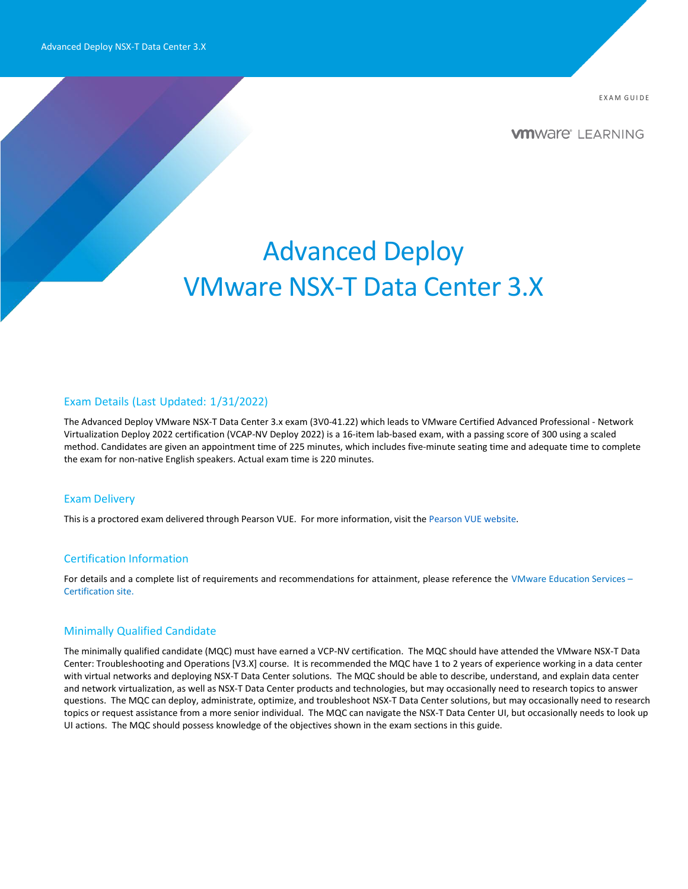EXAM GUIDE

vmware LEARNING

# Advanced Deploy VMware NSX-T Data Center 3.X

## Exam Details (Last Updated: 1/31/2022)

The Advanced Deploy VMware NSX-T Data Center 3.x exam (3V0-41.22) which leads to VMware Certified Advanced Professional - Network Virtualization Deploy 2022 certification (VCAP-NV Deploy 2022) is a 16-item lab-based exam, with a passing score of 300 using a scaled method. Candidates are given an appointment time of 225 minutes, which includes five-minute seating time and adequate time to complete the exam for non-native English speakers. Actual exam time is 220 minutes.

## Exam Delivery

This is a proctored exam delivered through Pearson VUE. For more information, visit the Pearson VUE website.

## Certification Information

For details and a complete list of requirements and recommendations for attainment, please reference the VMware Education Services – Certification site.

## Minimally Qualified Candidate

The minimally qualified candidate (MQC) must have earned a VCP-NV certification. The MQC should have attended the VMware NSX-T Data Center: Troubleshooting and Operations [V3.X] course. It is recommended the MQC have 1 to 2 years of experience working in a data center with virtual networks and deploying NSX-T Data Center solutions. The MQC should be able to describe, understand, and explain data center and network virtualization, as well as NSX-T Data Center products and technologies, but may occasionally need to research topics to answer questions. The MQC can deploy, administrate, optimize, and troubleshoot NSX-T Data Center solutions, but may occasionally need to research topics or request assistance from a more senior individual. The MQC can navigate the NSX-T Data Center UI, but occasionally needs to look up UI actions. The MQC should possess knowledge of the objectives shown in the exam sections in this guide.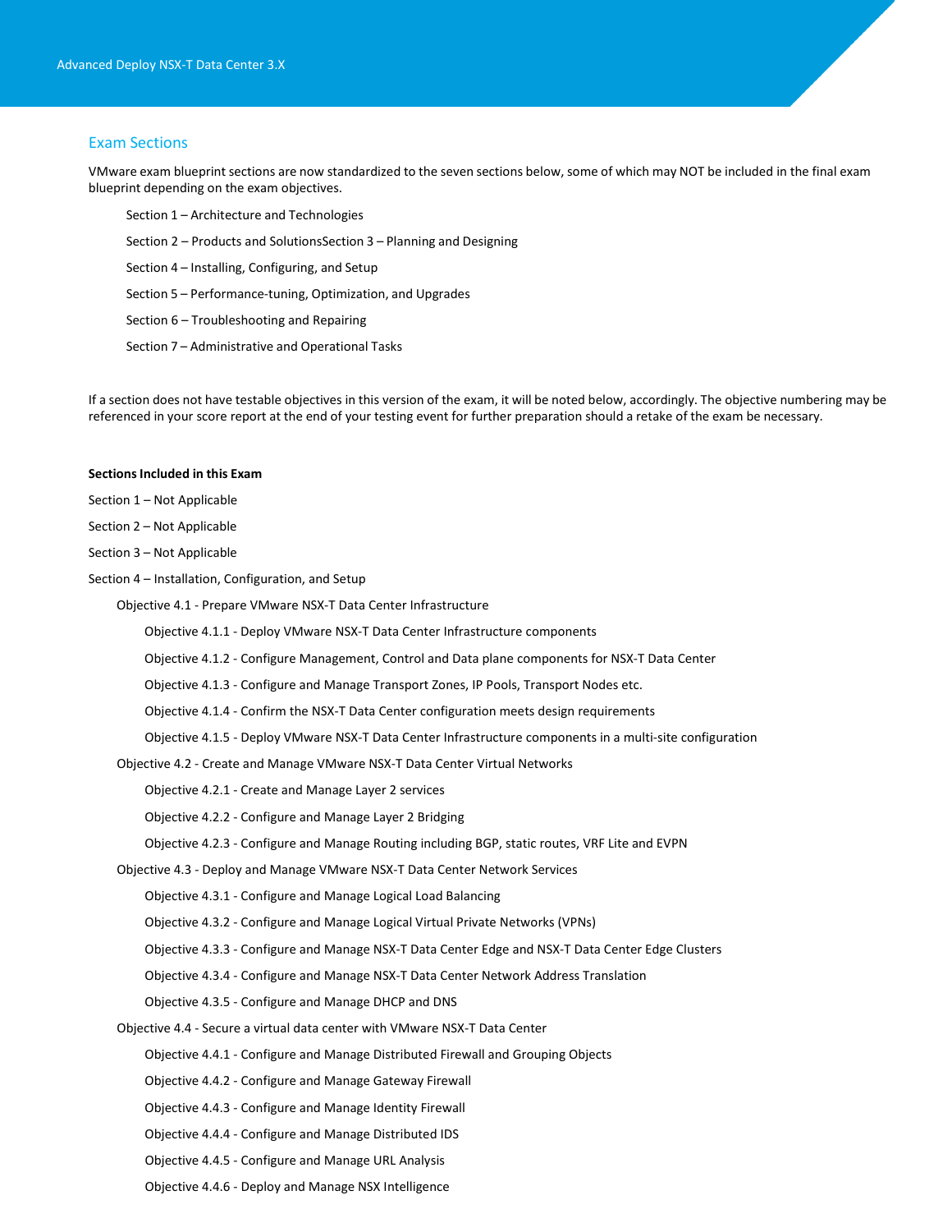## Exam Sections

VMware exam blueprint sections are now standardized to the seven sections below, some of which may NOT be included in the final exam blueprint depending on the exam objectives.

- Section 1 – Architecture and Technologies
- Section 2 – Products and SolutionsSection 3 – Planning and Designing
- Section 4 – Installing, Configuring, and Setup
- Section 5 – Performance-tuning, Optimization, and Upgrades
- Section 6 – Troubleshooting and Repairing
- Section 7 – Administrative and Operational Tasks

If a section does not have testable objectives in this version of the exam, it will be noted below, accordingly. The objective numbering may be referenced in your score report at the end of your testing event for further preparation should a retake of the exam be necessary.

**Sections Included in this Exam**

Section 1 – Not Applicable

Section 2 – Not Applicable

Section 3 – Not Applicable

Section 4 – Installation, Configuration, and Setup

- Objective 4.1 - Prepare VMware NSX-T Data Center Infrastructure
  - Objective 4.1.1 - Deploy VMware NSX-T Data Center Infrastructure components
  - Objective 4.1.2 - Configure Management, Control and Data plane components for NSX-T Data Center
  - Objective 4.1.3 - Configure and Manage Transport Zones, IP Pools, Transport Nodes etc.
  - Objective 4.1.4 - Confirm the NSX-T Data Center configuration meets design requirements
  - Objective 4.1.5 - Deploy VMware NSX-T Data Center Infrastructure components in a multi-site configuration
- Objective 4.2 - Create and Manage VMware NSX-T Data Center Virtual Networks
  - Objective 4.2.1 - Create and Manage Layer 2 services
  - Objective 4.2.2 - Configure and Manage Layer 2 Bridging
  - Objective 4.2.3 - Configure and Manage Routing including BGP, static routes, VRF Lite and EVPN
- Objective 4.3 - Deploy and Manage VMware NSX-T Data Center Network Services
  - Objective 4.3.1 - Configure and Manage Logical Load Balancing
  - Objective 4.3.2 - Configure and Manage Logical Virtual Private Networks (VPNs)
  - Objective 4.3.3 - Configure and Manage NSX-T Data Center Edge and NSX-T Data Center Edge Clusters
  - Objective 4.3.4 - Configure and Manage NSX-T Data Center Network Address Translation
  - Objective 4.3.5 - Configure and Manage DHCP and DNS
- Objective 4.4 - Secure a virtual data center with VMware NSX-T Data Center
  - Objective 4.4.1 - Configure and Manage Distributed Firewall and Grouping Objects
  - Objective 4.4.2 - Configure and Manage Gateway Firewall
  - Objective 4.4.3 - Configure and Manage Identity Firewall
  - Objective 4.4.4 - Configure and Manage Distributed IDS
  - Objective 4.4.5 - Configure and Manage URL Analysis
  - Objective 4.4.6 - Deploy and Manage NSX Intelligence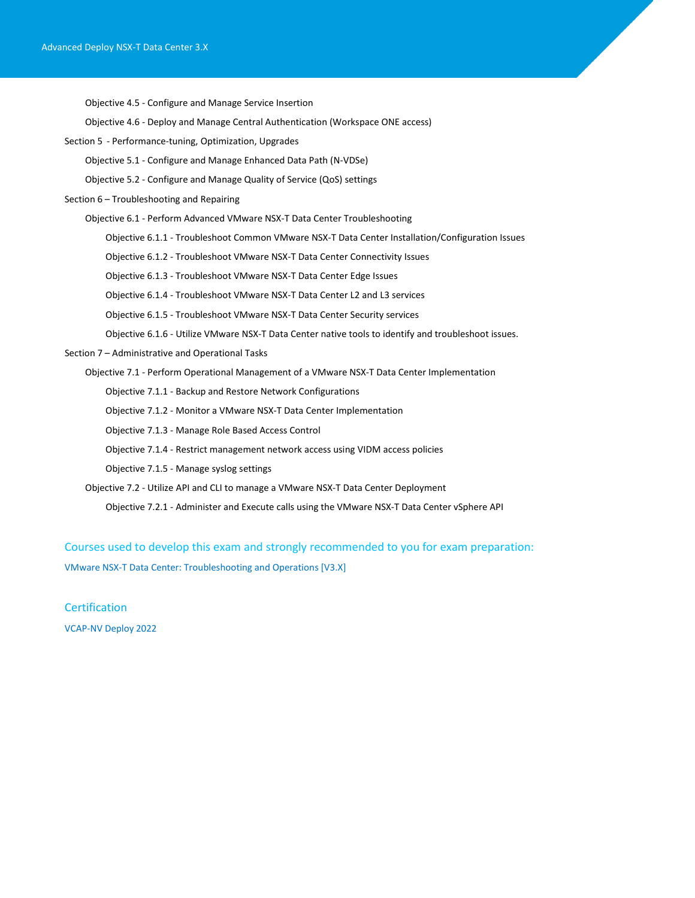- Objective 4.5 - Configure and Manage Service Insertion
- Objective 4.6 - Deploy and Manage Central Authentication (Workspace ONE access)

Section 5 - Performance-tuning, Optimization, Upgrades

- Objective 5.1 - Configure and Manage Enhanced Data Path (N-VDSe)
- Objective 5.2 - Configure and Manage Quality of Service (QoS) settings

Section 6 – Troubleshooting and Repairing

- Objective 6.1 - Perform Advanced VMware NSX-T Data Center Troubleshooting
  - Objective 6.1.1 - Troubleshoot Common VMware NSX-T Data Center Installation/Configuration Issues
  - Objective 6.1.2 - Troubleshoot VMware NSX-T Data Center Connectivity Issues
  - Objective 6.1.3 - Troubleshoot VMware NSX-T Data Center Edge Issues
  - Objective 6.1.4 - Troubleshoot VMware NSX-T Data Center L2 and L3 services
  - Objective 6.1.5 - Troubleshoot VMware NSX-T Data Center Security services
  - Objective 6.1.6 - Utilize VMware NSX-T Data Center native tools to identify and troubleshoot issues.

Section 7 – Administrative and Operational Tasks

- Objective 7.1 - Perform Operational Management of a VMware NSX-T Data Center Implementation
  - Objective 7.1.1 - Backup and Restore Network Configurations
  - Objective 7.1.2 - Monitor a VMware NSX-T Data Center Implementation
  - Objective 7.1.3 - Manage Role Based Access Control
  - Objective 7.1.4 - Restrict management network access using VIDM access policies
  - Objective 7.1.5 - Manage syslog settings
- Objective 7.2 - Utilize API and CLI to manage a VMware NSX-T Data Center Deployment
  - Objective 7.2.1 - Administer and Execute calls using the VMware NSX-T Data Center vSphere API

## Courses used to develop this exam and strongly recommended to you for exam preparation:

VMware NSX-T Data Center: Troubleshooting and Operations [V3.X]

## Certification

VCAP-NV Deploy 2022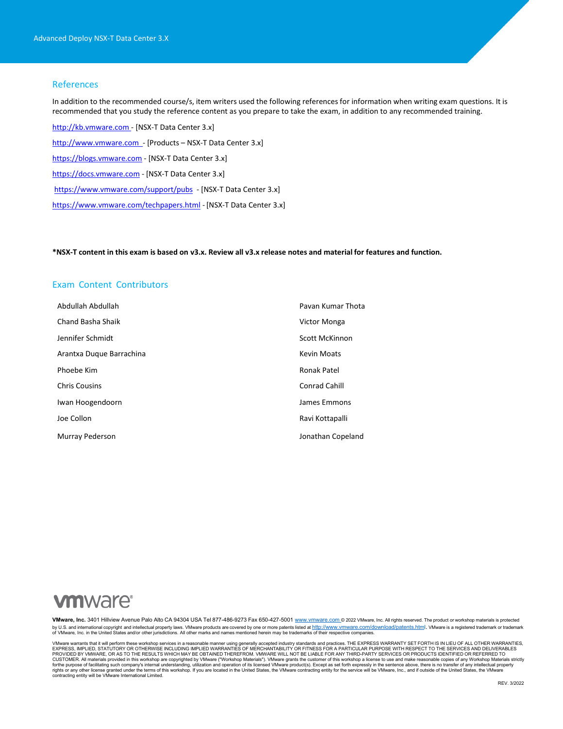## References

In addition to the recommended course/s, item writers used the following references for information when writing exam questions. It is recommended that you study the reference content as you prepare to take the exam, in addition to any recommended training.

http://kb.vmware.com - [NSX-T Data Center 3.x]

http://www.vmware.com - [Products – NSX-T Data Center 3.x]

https://blogs.vmware.com - [NSX-T Data Center 3.x]

https://docs.vmware.com - [NSX-T Data Center 3.x]

https://www.vmware.com/support/pubs - [NSX-T Data Center 3.x]

https://www.vmware.com/techpapers.html - [NSX-T Data Center 3.x]

**\*NSX-T content in this exam is based on v3.x. Review all v3.x release notes and material for features and function.**

## Exam Content Contributors

- Abdullah Abdullah
- Chand Basha Shaik
- Jennifer Schmidt
- Arantxa Duque Barrachina
- Phoebe Kim
- Chris Cousins
- Iwan Hoogendoorn
- Joe Collon
- Murray Pederson
- Pavan Kumar Thota
- Victor Monga
- Scott McKinnon
- Kevin Moats
- Ronak Patel
- Conrad Cahill
- James Emmons
- Ravi Kottapalli
- Jonathan Copeland

**VMware, Inc.** 3401 Hillview Avenue Palo Alto CA 94304 USA Tel 877-486-9273 Fax 650-427-5001 www.vmware.com © 2022 VMware, Inc. All rights reserved. The product or workshop materials is protected by U.S. and international copyright and intellectual property laws. VMware products are covered by one or more patents listed at http://www.vmware.com/download/patents.html. VMware is a registered trademark or trademark of VMware, Inc. in the United States and/or other jurisdictions. All other marks and names mentioned herein may be trademarks of their respective companies.

VMware warrants that it will perform these workshop services in a reasonable manner using generally accepted industry standards and practices. THE EXPRESS WARRANTY SET FORTH IS IN LIEU OF ALL OTHER WARRANTIES, EXPRESS, IMPLIED, STATUTORY OR OTHERWISE INCLUDING IMPLIED WARRANTIES OF MERCHANTABILITY OR FITNESS FOR A PARTICULAR PURPOSE WITH RESPECT TO THE SERVICES AND DELIVERABLES PROVIDED BY VMWARE, OR AS TO THE RESULTS WHICH MAY BE OBTAINED THEREFROM. VMWARE WILL NOT BE LIABLE FOR ANY THIRD-PARTY SERVICES OR PRODUCTS IDENTIFIED OR REFERRED TO CUSTOMER. All materials provided in this workshop are copyrighted by VMware ("Workshop Materials"). VMware grants the customer of this workshop a license to use and make reasonable copies of any Workshop Materials strictly forthe purpose of facilitating such company's internal understanding, utilization and operation of its licensed VMware product(s). Except as set forth expressly in the sentence above, there is no transfer of any intellectual property rights or any other license granted under the terms of this workshop. If you are located in the United States, the VMware contracting entity for the service will be VMware, Inc., and if outside of the United States, the VMware contracting entity will be VMware International Limited.

REV. 3/2022